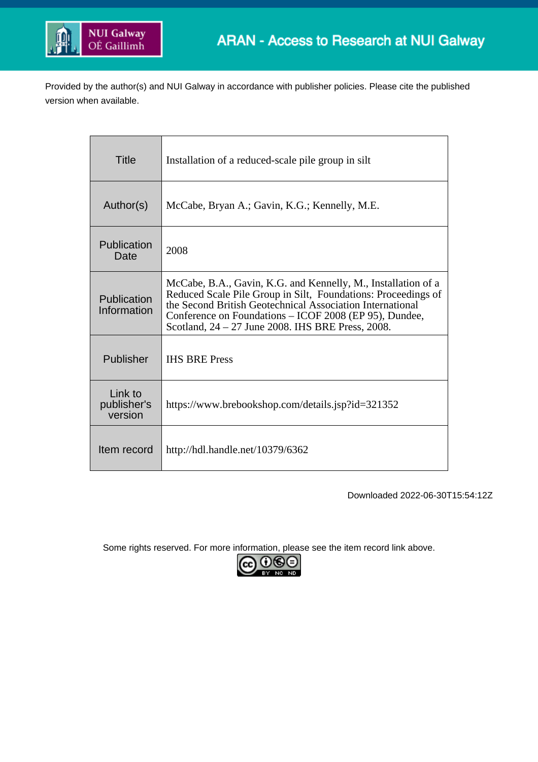ARAN - Access to Research at NUI Galway

Provided by the author(s) and NUI Galway in accordance with publisher policies. Please cite the published version when available.

| | |
|---|---|
| Title | Installation of a reduced-scale pile group in silt |
| Author(s) | McCabe, Bryan A.; Gavin, K.G.; Kennelly, M.E. |
| Publication Date | 2008 |
| Publication Information | McCabe, B.A., Gavin, K.G. and Kennelly, M., Installation of a Reduced Scale Pile Group in Silt, Foundations: Proceedings of the Second British Geotechnical Association International Conference on Foundations – ICOF 2008 (EP 95), Dundee, Scotland, 24 – 27 June 2008. IHS BRE Press, 2008. |
| Publisher | IHS BRE Press |
| Link to publisher's version | https://www.brebookshop.com/details.jsp?id=321352 |
| Item record | http://hdl.handle.net/10379/6362 |

Downloaded 2022-06-30T15:54:12Z

Some rights reserved. For more information, please see the item record link above.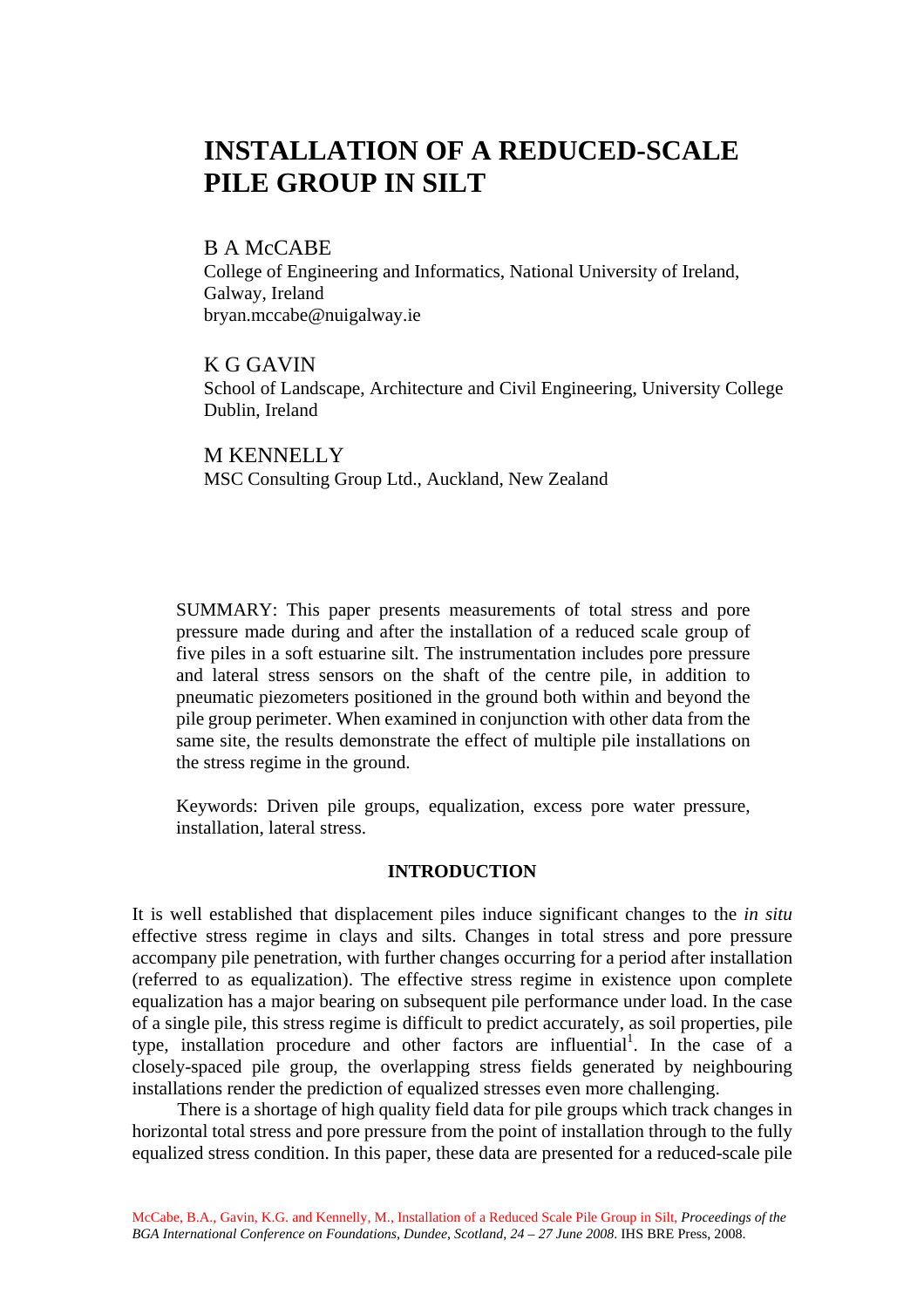# INSTALLATION OF A REDUCED-SCALE PILE GROUP IN SILT

B A McCABE
College of Engineering and Informatics, National University of Ireland, Galway, Ireland
bryan.mccabe@nuigalway.ie

K G GAVIN
School of Landscape, Architecture and Civil Engineering, University College Dublin, Ireland

M KENNELLY
MSC Consulting Group Ltd., Auckland, New Zealand

SUMMARY: This paper presents measurements of total stress and pore pressure made during and after the installation of a reduced scale group of five piles in a soft estuarine silt. The instrumentation includes pore pressure and lateral stress sensors on the shaft of the centre pile, in addition to pneumatic piezometers positioned in the ground both within and beyond the pile group perimeter. When examined in conjunction with other data from the same site, the results demonstrate the effect of multiple pile installations on the stress regime in the ground.

Keywords: Driven pile groups, equalization, excess pore water pressure, installation, lateral stress.

## INTRODUCTION

It is well established that displacement piles induce significant changes to the *in situ* effective stress regime in clays and silts. Changes in total stress and pore pressure accompany pile penetration, with further changes occurring for a period after installation (referred to as equalization). The effective stress regime in existence upon complete equalization has a major bearing on subsequent pile performance under load. In the case of a single pile, this stress regime is difficult to predict accurately, as soil properties, pile type, installation procedure and other factors are influential[1]. In the case of a closely-spaced pile group, the overlapping stress fields generated by neighbouring installations render the prediction of equalized stresses even more challenging.

There is a shortage of high quality field data for pile groups which track changes in horizontal total stress and pore pressure from the point of installation through to the fully equalized stress condition. In this paper, these data are presented for a reduced-scale pile

McCabe, B.A., Gavin, K.G. and Kennelly, M., Installation of a Reduced Scale Pile Group in Silt, *Proceedings of the BGA International Conference on Foundations, Dundee, Scotland, 24 – 27 June 2008*. IHS BRE Press, 2008.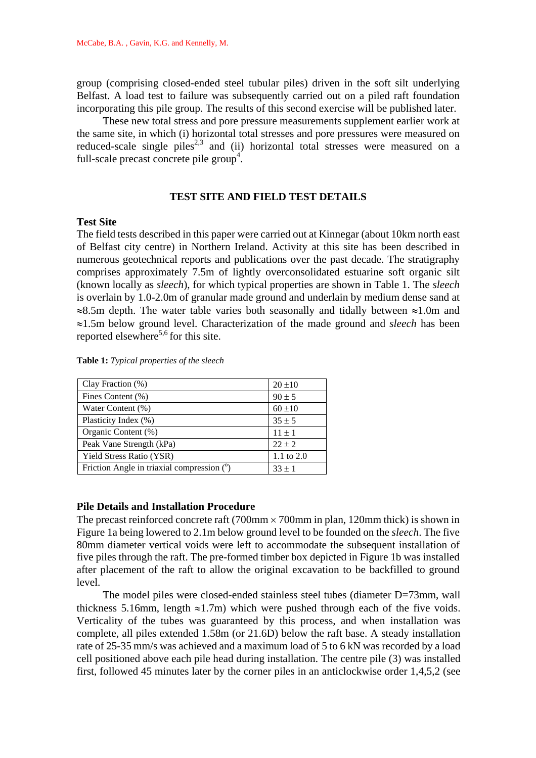group (comprising closed-ended steel tubular piles) driven in the soft silt underlying Belfast. A load test to failure was subsequently carried out on a piled raft foundation incorporating this pile group. The results of this second exercise will be published later.

These new total stress and pore pressure measurements supplement earlier work at the same site, in which (i) horizontal total stresses and pore pressures were measured on reduced-scale single piles[2,3] and (ii) horizontal total stresses were measured on a full-scale precast concrete pile group[4].

## TEST SITE AND FIELD TEST DETAILS

### Test Site

The field tests described in this paper were carried out at Kinnegar (about 10km north east of Belfast city centre) in Northern Ireland. Activity at this site has been described in numerous geotechnical reports and publications over the past decade. The stratigraphy comprises approximately 7.5m of lightly overconsolidated estuarine soft organic silt (known locally as *sleech*), for which typical properties are shown in Table 1. The *sleech* is overlain by 1.0-2.0m of granular made ground and underlain by medium dense sand at ≈8.5m depth. The water table varies both seasonally and tidally between ≈1.0m and ≈1.5m below ground level. Characterization of the made ground and *sleech* has been reported elsewhere[5,6] for this site.

**Table 1:** *Typical properties of the sleech*

| Property | Value |
|---|---|
| Clay Fraction (%) | 20 ±10 |
| Fines Content (%) | 90 ± 5 |
| Water Content (%) | 60 ±10 |
| Plasticity Index (%) | 35 ± 5 |
| Organic Content (%) | 11 ± 1 |
| Peak Vane Strength (kPa) | 22 ± 2 |
| Yield Stress Ratio (YSR) | 1.1 to 2.0 |
| Friction Angle in triaxial compression (°) | 33 ± 1 |

### Pile Details and Installation Procedure

The precast reinforced concrete raft (700mm × 700mm in plan, 120mm thick) is shown in Figure 1a being lowered to 2.1m below ground level to be founded on the *sleech*. The five 80mm diameter vertical voids were left to accommodate the subsequent installation of five piles through the raft. The pre-formed timber box depicted in Figure 1b was installed after placement of the raft to allow the original excavation to be backfilled to ground level.

The model piles were closed-ended stainless steel tubes (diameter D=73mm, wall thickness 5.16mm, length ≈1.7m) which were pushed through each of the five voids. Verticality of the tubes was guaranteed by this process, and when installation was complete, all piles extended 1.58m (or 21.6D) below the raft base. A steady installation rate of 25-35 mm/s was achieved and a maximum load of 5 to 6 kN was recorded by a load cell positioned above each pile head during installation. The centre pile (3) was installed first, followed 45 minutes later by the corner piles in an anticlockwise order 1,4,5,2 (see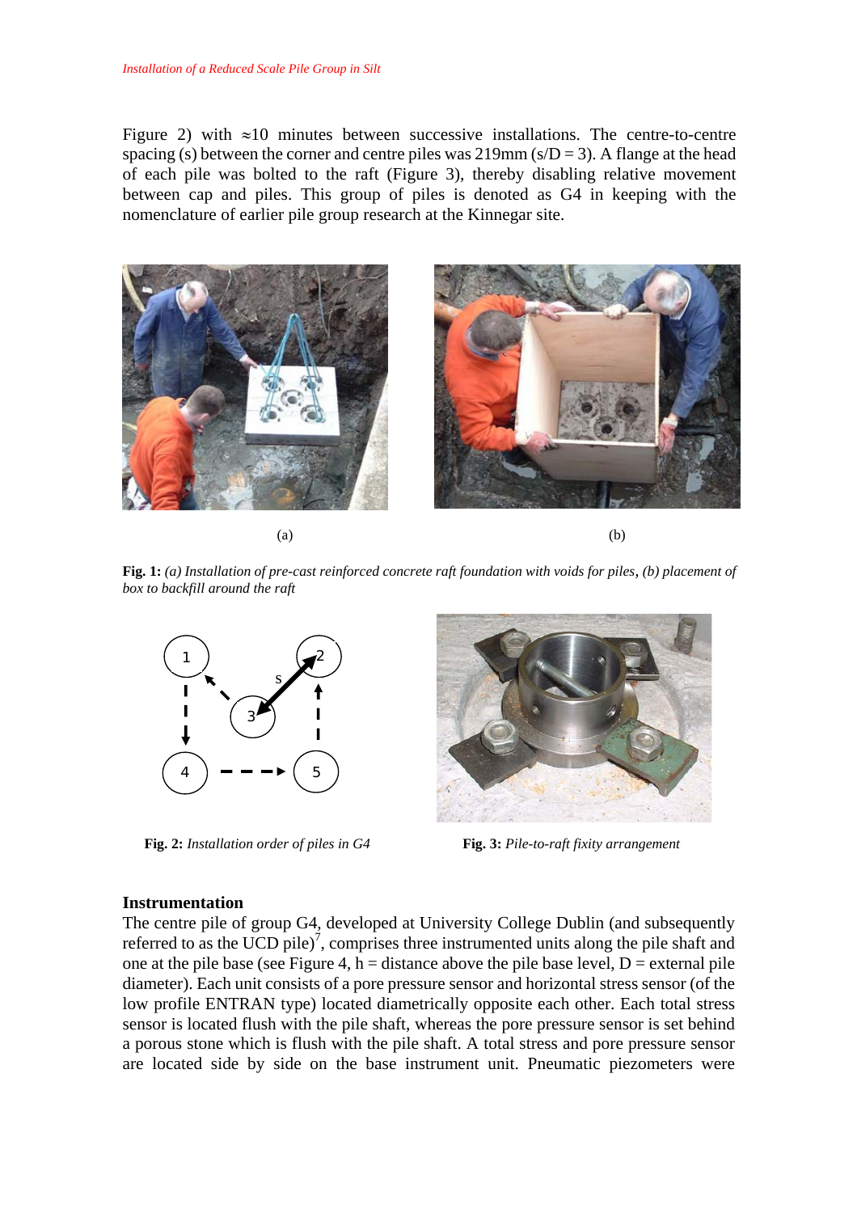Figure 2) with ≈10 minutes between successive installations. The centre-to-centre spacing (s) between the corner and centre piles was 219mm (s/D = 3). A flange at the head of each pile was bolted to the raft (Figure 3), thereby disabling relative movement between cap and piles. This group of piles is denoted as G4 in keeping with the nomenclature of earlier pile group research at the Kinnegar site.

(a)

(b)

**Fig. 1:** *(a) Installation of pre-cast reinforced concrete raft foundation with voids for piles, (b) placement of box to backfill around the raft*

**Fig. 2:** *Installation order of piles in G4*

**Fig. 3:** *Pile-to-raft fixity arrangement*

### Instrumentation

The centre pile of group G4, developed at University College Dublin (and subsequently referred to as the UCD pile)[7], comprises three instrumented units along the pile shaft and one at the pile base (see Figure 4, h = distance above the pile base level, D = external pile diameter). Each unit consists of a pore pressure sensor and horizontal stress sensor (of the low profile ENTRAN type) located diametrically opposite each other. Each total stress sensor is located flush with the pile shaft, whereas the pore pressure sensor is set behind a porous stone which is flush with the pile shaft. A total stress and pore pressure sensor are located side by side on the base instrument unit. Pneumatic piezometers were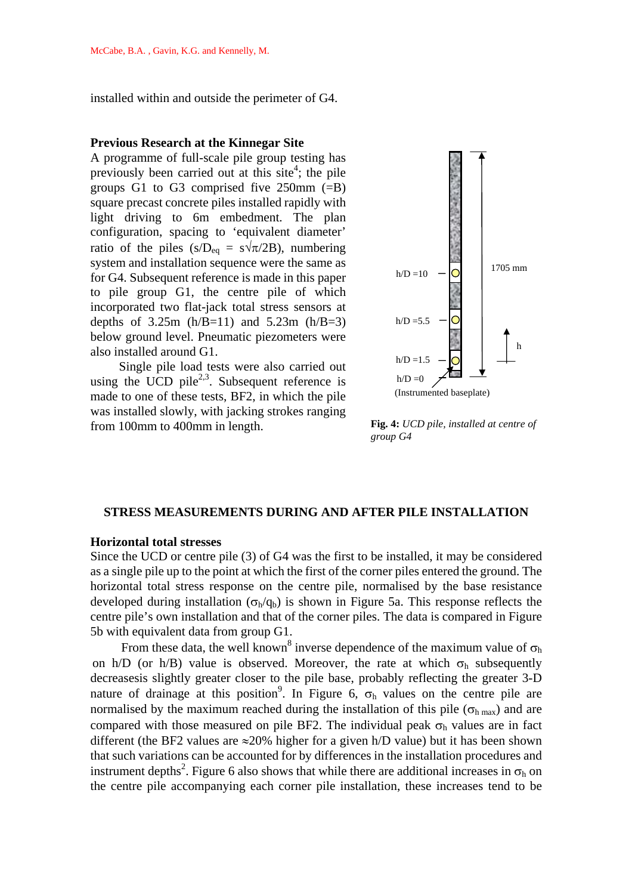installed within and outside the perimeter of G4.

### Previous Research at the Kinnegar Site

A programme of full-scale pile group testing has previously been carried out at this site[4]; the pile groups G1 to G3 comprised five 250mm (=B) square precast concrete piles installed rapidly with light driving to 6m embedment. The plan configuration, spacing to 'equivalent diameter' ratio of the piles ($s/D_{eq} = s\sqrt{\pi}/2B$), numbering system and installation sequence were the same as for G4. Subsequent reference is made in this paper to pile group G1, the centre pile of which incorporated two flat-jack total stress sensors at depths of 3.25m (h/B=11) and 5.23m (h/B=3) below ground level. Pneumatic piezometers were also installed around G1.

Single pile load tests were also carried out using the UCD pile[2,3]. Subsequent reference is made to one of these tests, BF2, in which the pile was installed slowly, with jacking strokes ranging from 100mm to 400mm in length.

h/D =10

h/D =5.5

h/D =1.5

h/D =0

(Instrumented baseplate)

1705 mm

h

**Fig. 4:** *UCD pile, installed at centre of group G4*

## STRESS MEASUREMENTS DURING AND AFTER PILE INSTALLATION

### Horizontal total stresses

Since the UCD or centre pile (3) of G4 was the first to be installed, it may be considered as a single pile up to the point at which the first of the corner piles entered the ground. The horizontal total stress response on the centre pile, normalised by the base resistance developed during installation ($\sigma_h/q_b$) is shown in Figure 5a. This response reflects the centre pile's own installation and that of the corner piles. The data is compared in Figure 5b with equivalent data from group G1.

From these data, the well known[8] inverse dependence of the maximum value of $\sigma_h$ on h/D (or h/B) value is observed. Moreover, the rate at which $\sigma_h$ subsequently decreasesis slightly greater closer to the pile base, probably reflecting the greater 3-D nature of drainage at this position[9]. In Figure 6, $\sigma_h$ values on the centre pile are normalised by the maximum reached during the installation of this pile ($\sigma_{h\ max}$) and are compared with those measured on pile BF2. The individual peak $\sigma_h$ values are in fact different (the BF2 values are ≈20% higher for a given h/D value) but it has been shown that such variations can be accounted for by differences in the installation procedures and instrument depths[2]. Figure 6 also shows that while there are additional increases in $\sigma_h$ on the centre pile accompanying each corner pile installation, these increases tend to be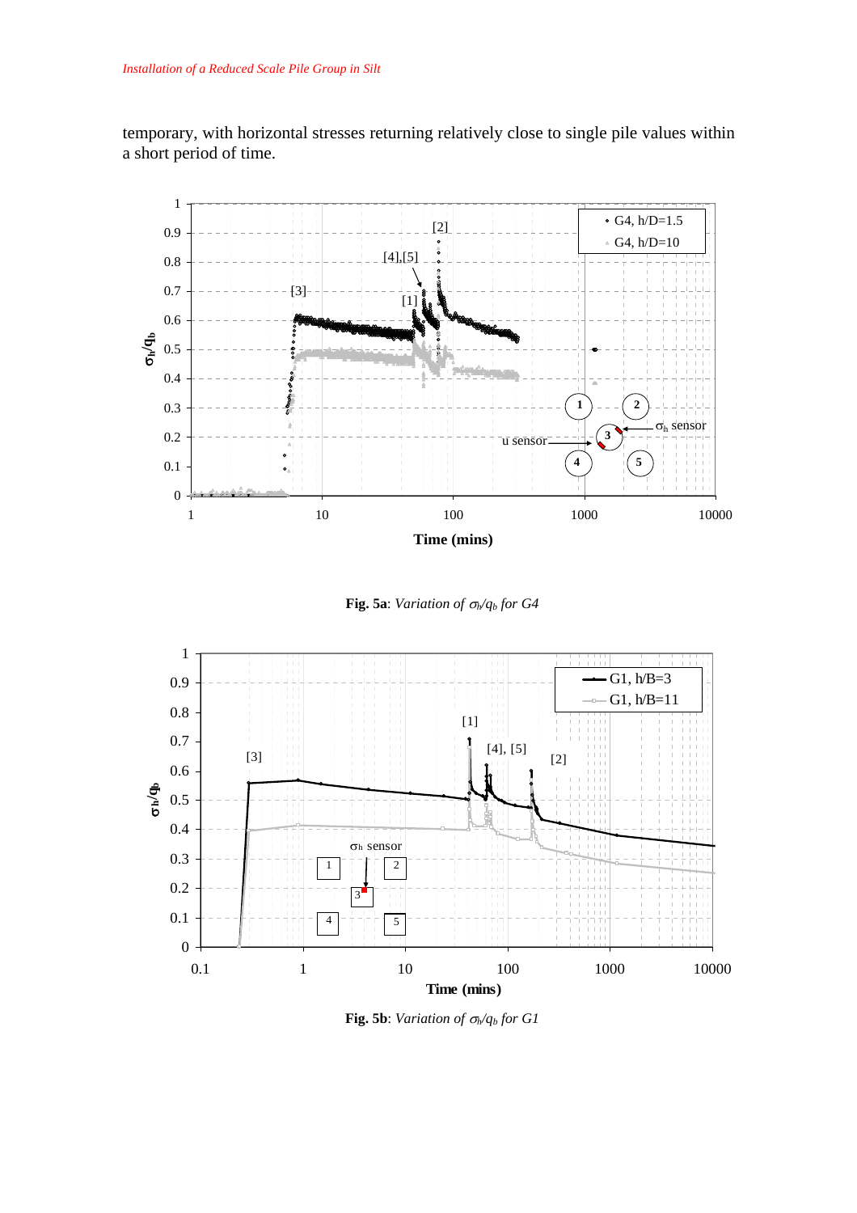temporary, with horizontal stresses returning relatively close to single pile values within a short period of time.

**Fig. 5a**: *Variation of $\sigma_h/q_b$ for G4*

**Fig. 5b**: *Variation of $\sigma_h/q_b$ for G1*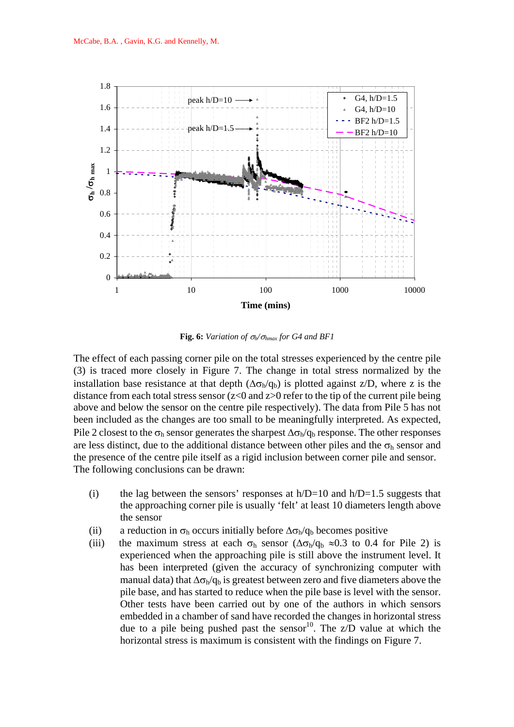**Fig. 6:** *Variation of $\sigma_h/\sigma_{hmax}$ for G4 and BF1*

The effect of each passing corner pile on the total stresses experienced by the centre pile (3) is traced more closely in Figure 7. The change in total stress normalized by the installation base resistance at that depth ($\Delta\sigma_h/q_b$) is plotted against z/D, where z is the distance from each total stress sensor (z<0 and z>0 refer to the tip of the current pile being above and below the sensor on the centre pile respectively). The data from Pile 5 has not been included as the changes are too small to be meaningfully interpreted. As expected, Pile 2 closest to the $\sigma_h$ sensor generates the sharpest $\Delta\sigma_h/q_b$ response. The other responses are less distinct, due to the additional distance between other piles and the $\sigma_h$ sensor and the presence of the centre pile itself as a rigid inclusion between corner pile and sensor. The following conclusions can be drawn:

(i) the lag between the sensors' responses at h/D=10 and h/D=1.5 suggests that the approaching corner pile is usually 'felt' at least 10 diameters length above the sensor

(ii) a reduction in $\sigma_h$ occurs initially before $\Delta\sigma_h/q_b$ becomes positive

(iii) the maximum stress at each $\sigma_h$ sensor ($\Delta\sigma_h/q_b \approx 0.3$ to 0.4 for Pile 2) is experienced when the approaching pile is still above the instrument level. It has been interpreted (given the accuracy of synchronizing computer with manual data) that $\Delta\sigma_h/q_b$ is greatest between zero and five diameters above the pile base, and has started to reduce when the pile base is level with the sensor. Other tests have been carried out by one of the authors in which sensors embedded in a chamber of sand have recorded the changes in horizontal stress due to a pile being pushed past the sensor[10]. The z/D value at which the horizontal stress is maximum is consistent with the findings on Figure 7.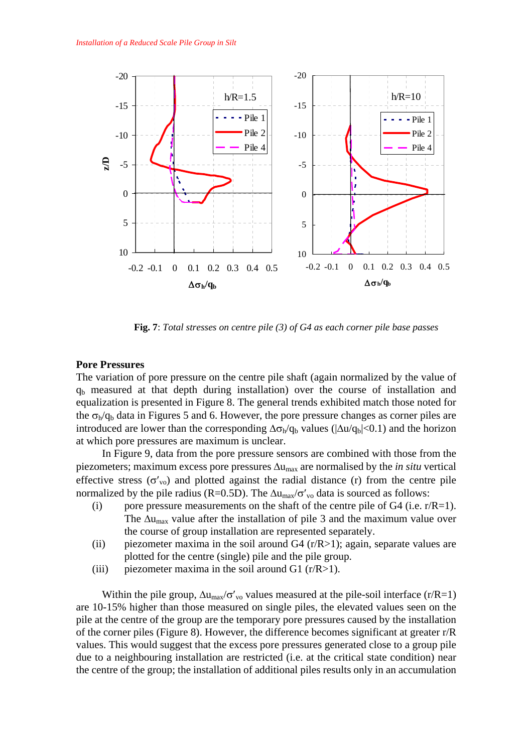**Fig. 7**: *Total stresses on centre pile (3) of G4 as each corner pile base passes*

**Pore Pressures**

The variation of pore pressure on the centre pile shaft (again normalized by the value of $q_b$ measured at that depth during installation) over the course of installation and equalization is presented in Figure 8. The general trends exhibited match those noted for the $\sigma_h/q_b$ data in Figures 5 and 6. However, the pore pressure changes as corner piles are introduced are lower than the corresponding $\Delta\sigma_h/q_b$ values ($|\Delta u/q_b|<0.1$) and the horizon at which pore pressures are maximum is unclear.

In Figure 9, data from the pore pressure sensors are combined with those from the piezometers; maximum excess pore pressures $\Delta u_{max}$ are normalised by the *in situ* vertical effective stress ($\sigma'_{vo}$) and plotted against the radial distance (r) from the centre pile normalized by the pile radius (R=0.5D). The $\Delta u_{max}/\sigma'_{vo}$ data is sourced as follows:

(i) pore pressure measurements on the shaft of the centre pile of G4 (i.e. r/R=1). The $\Delta u_{max}$ value after the installation of pile 3 and the maximum value over the course of group installation are represented separately.

(ii) piezometer maxima in the soil around G4 (r/R>1); again, separate values are plotted for the centre (single) pile and the pile group.

(iii) piezometer maxima in the soil around G1 (r/R>1).

Within the pile group, $\Delta u_{max}/\sigma'_{vo}$ values measured at the pile-soil interface (r/R=1) are 10-15% higher than those measured on single piles, the elevated values seen on the pile at the centre of the group are the temporary pore pressures caused by the installation of the corner piles (Figure 8). However, the difference becomes significant at greater r/R values. This would suggest that the excess pore pressures generated close to a group pile due to a neighbouring installation are restricted (i.e. at the critical state condition) near the centre of the group; the installation of additional piles results only in an accumulation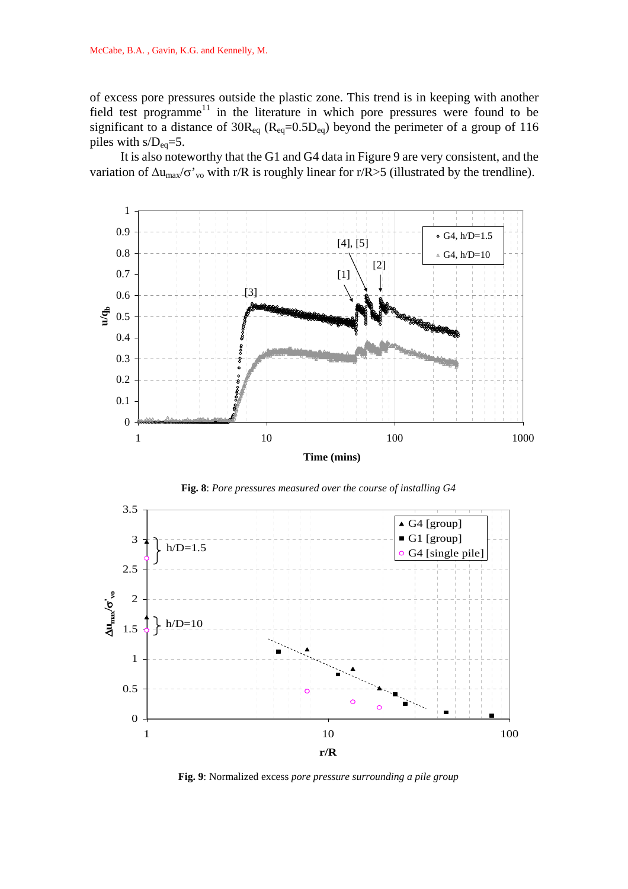of excess pore pressures outside the plastic zone. This trend is in keeping with another field test programme[11] in the literature in which pore pressures were found to be significant to a distance of $30R_{eq}$ ($R_{eq}$=$0.5D_{eq}$) beyond the perimeter of a group of 116 piles with $s/D_{eq}$=5.

It is also noteworthy that the G1 and G4 data in Figure 9 are very consistent, and the variation of $\Delta u_{max}/\sigma'_{vo}$ with r/R is roughly linear for r/R>5 (illustrated by the trendline).

**Fig. 8**: *Pore pressures measured over the course of installing G4*

**Fig. 9**: Normalized excess *pore pressure surrounding a pile group*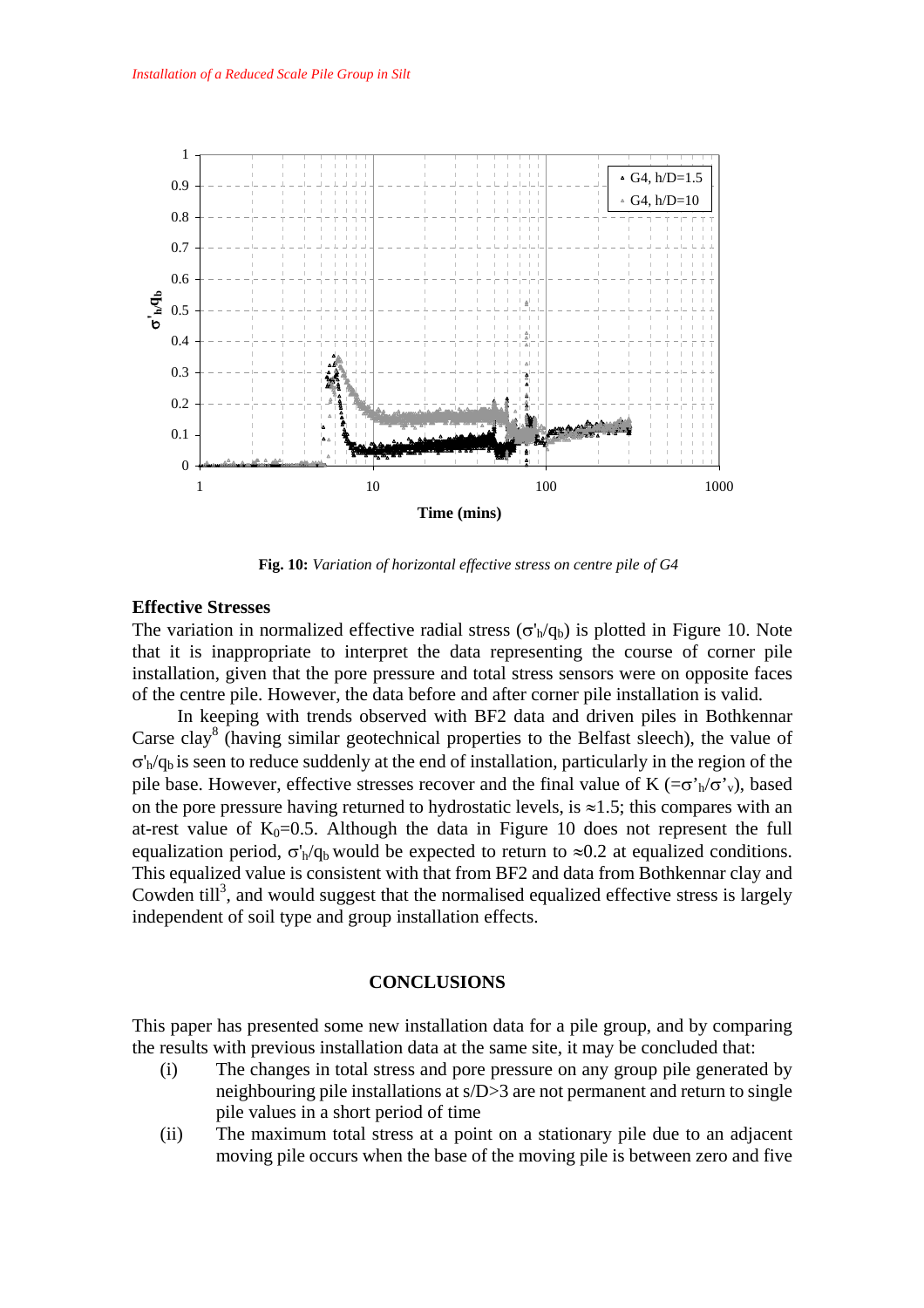**Fig. 10:** *Variation of horizontal effective stress on centre pile of G4*

## Effective Stresses

The variation in normalized effective radial stress ($\sigma'_h/q_b$) is plotted in Figure 10. Note that it is inappropriate to interpret the data representing the course of corner pile installation, given that the pore pressure and total stress sensors were on opposite faces of the centre pile. However, the data before and after corner pile installation is valid.

In keeping with trends observed with BF2 data and driven piles in Bothkennar Carse clay[8] (having similar geotechnical properties to the Belfast sleech), the value of $\sigma'_h/q_b$ is seen to reduce suddenly at the end of installation, particularly in the region of the pile base. However, effective stresses recover and the final value of K ($=\sigma'_h/\sigma'_v$), based on the pore pressure having returned to hydrostatic levels, is $\approx$1.5; this compares with an at-rest value of $K_0$=0.5. Although the data in Figure 10 does not represent the full equalization period, $\sigma'_h/q_b$ would be expected to return to $\approx$0.2 at equalized conditions. This equalized value is consistent with that from BF2 and data from Bothkennar clay and Cowden till[3], and would suggest that the normalised equalized effective stress is largely independent of soil type and group installation effects.

## CONCLUSIONS

This paper has presented some new installation data for a pile group, and by comparing the results with previous installation data at the same site, it may be concluded that:

(i) The changes in total stress and pore pressure on any group pile generated by neighbouring pile installations at s/D>3 are not permanent and return to single pile values in a short period of time

(ii) The maximum total stress at a point on a stationary pile due to an adjacent moving pile occurs when the base of the moving pile is between zero and five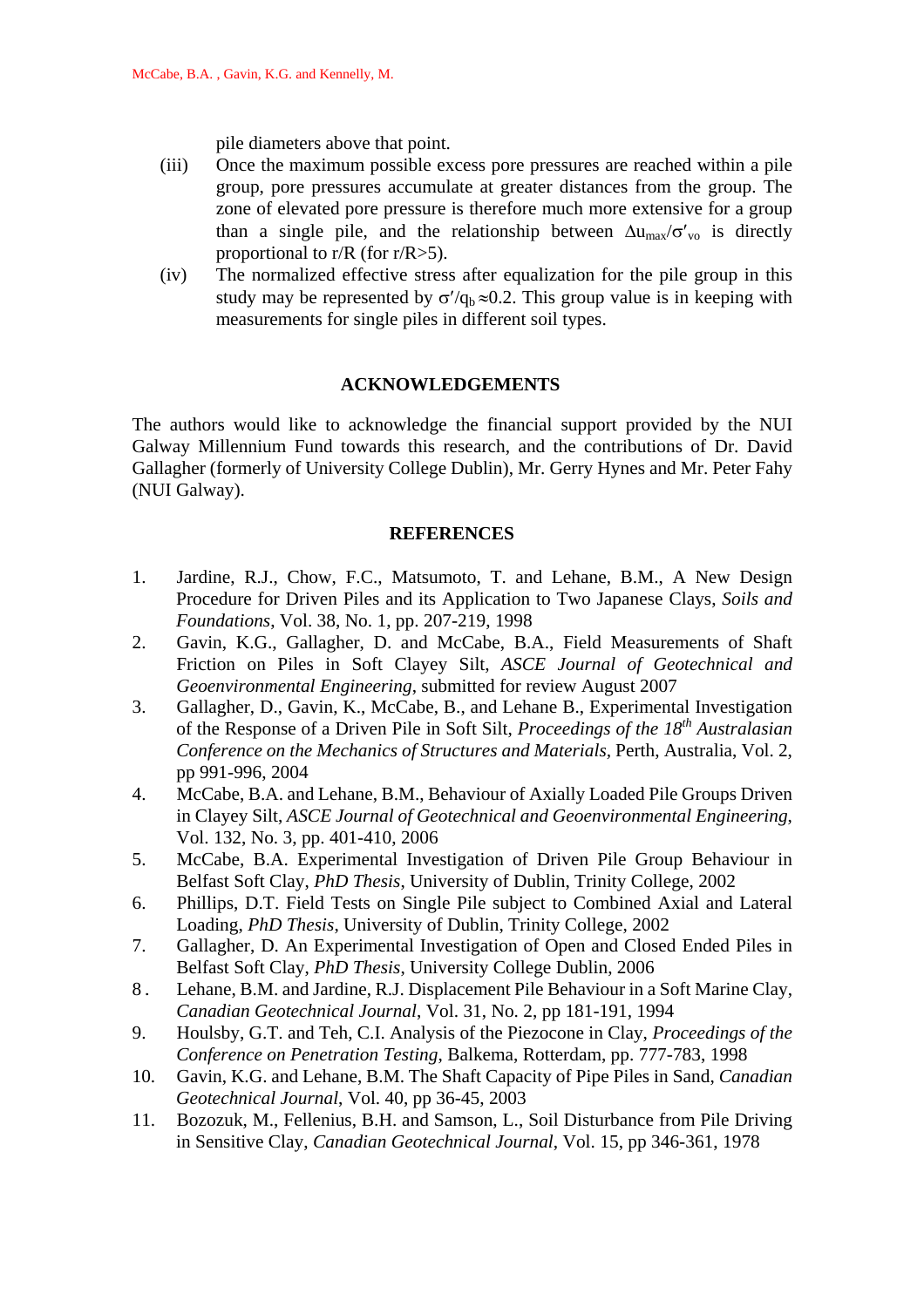pile diameters above that point.

(iii) Once the maximum possible excess pore pressures are reached within a pile group, pore pressures accumulate at greater distances from the group. The zone of elevated pore pressure is therefore much more extensive for a group than a single pile, and the relationship between $\Delta u_{max}/\sigma'_{vo}$ is directly proportional to r/R (for r/R>5).

(iv) The normalized effective stress after equalization for the pile group in this study may be represented by $\sigma'/q_b \approx 0.2$. This group value is in keeping with measurements for single piles in different soil types.

## ACKNOWLEDGEMENTS

The authors would like to acknowledge the financial support provided by the NUI Galway Millennium Fund towards this research, and the contributions of Dr. David Gallagher (formerly of University College Dublin), Mr. Gerry Hynes and Mr. Peter Fahy (NUI Galway).

## REFERENCES

1. Jardine, R.J., Chow, F.C., Matsumoto, T. and Lehane, B.M., A New Design Procedure for Driven Piles and its Application to Two Japanese Clays, *Soils and Foundations*, Vol. 38, No. 1, pp. 207-219, 1998
2. Gavin, K.G., Gallagher, D. and McCabe, B.A., Field Measurements of Shaft Friction on Piles in Soft Clayey Silt, *ASCE Journal of Geotechnical and Geoenvironmental Engineering*, submitted for review August 2007
3. Gallagher, D., Gavin, K., McCabe, B., and Lehane B., Experimental Investigation of the Response of a Driven Pile in Soft Silt, *Proceedings of the 18th Australasian Conference on the Mechanics of Structures and Materials*, Perth, Australia, Vol. 2, pp 991-996, 2004
4. McCabe, B.A. and Lehane, B.M., Behaviour of Axially Loaded Pile Groups Driven in Clayey Silt, *ASCE Journal of Geotechnical and Geoenvironmental Engineering*, Vol. 132, No. 3, pp. 401-410, 2006
5. McCabe, B.A. Experimental Investigation of Driven Pile Group Behaviour in Belfast Soft Clay, *PhD Thesis*, University of Dublin, Trinity College, 2002
6. Phillips, D.T. Field Tests on Single Pile subject to Combined Axial and Lateral Loading, *PhD Thesis*, University of Dublin, Trinity College, 2002
7. Gallagher, D. An Experimental Investigation of Open and Closed Ended Piles in Belfast Soft Clay, *PhD Thesis*, University College Dublin, 2006
8. Lehane, B.M. and Jardine, R.J. Displacement Pile Behaviour in a Soft Marine Clay, *Canadian Geotechnical Journal*, Vol. 31, No. 2, pp 181-191, 1994
9. Houlsby, G.T. and Teh, C.I. Analysis of the Piezocone in Clay, *Proceedings of the Conference on Penetration Testing*, Balkema, Rotterdam, pp. 777-783, 1998
10. Gavin, K.G. and Lehane, B.M. The Shaft Capacity of Pipe Piles in Sand, *Canadian Geotechnical Journal*, Vol. 40, pp 36-45, 2003
11. Bozozuk, M., Fellenius, B.H. and Samson, L., Soil Disturbance from Pile Driving in Sensitive Clay, *Canadian Geotechnical Journal*, Vol. 15, pp 346-361, 1978